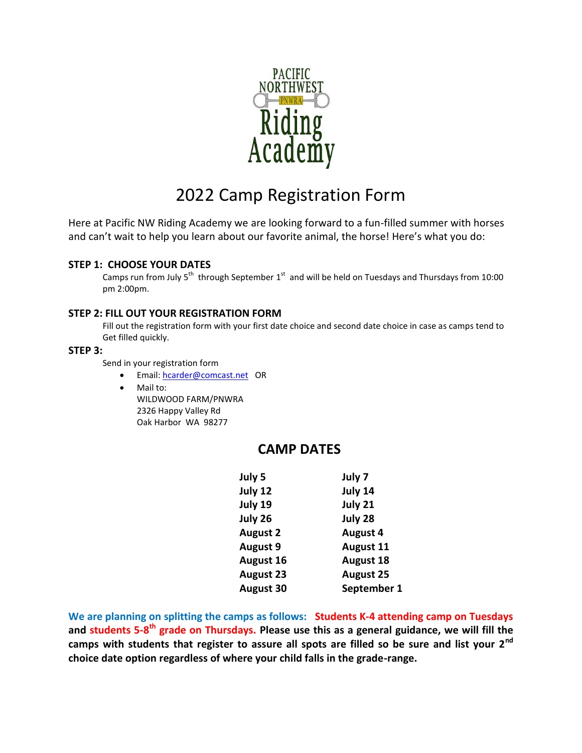PACIFIC NORTHWEST

PNWRA

Riding Academy

# 2022 Camp Registration Form

Here at Pacific NW Riding Academy we are looking forward to a fun-filled summer with horses and can't wait to help you learn about our favorite animal, the horse! Here's what you do:

### STEP 1: CHOOSE YOUR DATES

Camps run from July 5th through September 1st and will be held on Tuesdays and Thursdays from 10:00 pm 2:00pm.

### STEP 2: FILL OUT YOUR REGISTRATION FORM

Fill out the registration form with your first date choice and second date choice in case as camps tend to Get filled quickly.

### STEP 3:

Send in your registration form

- Email: hcarder@comcast.net OR
- Mail to:
  WILDWOOD FARM/PNWRA
  2326 Happy Valley Rd
  Oak Harbor WA 98277

## CAMP DATES

| | |
|---|---|
| **July 5** | **July 7** |
| **July 12** | **July 14** |
| **July 19** | **July 21** |
| **July 26** | **July 28** |
| **August 2** | **August 4** |
| **August 9** | **August 11** |
| **August 16** | **August 18** |
| **August 23** | **August 25** |
| **August 30** | **September 1** |

**We are planning on splitting the camps as follows: Students K-4 attending camp on Tuesdays and students 5-8th grade on Thursdays. Please use this as a general guidance, we will fill the camps with students that register to assure all spots are filled so be sure and list your 2nd choice date option regardless of where your child falls in the grade-range.**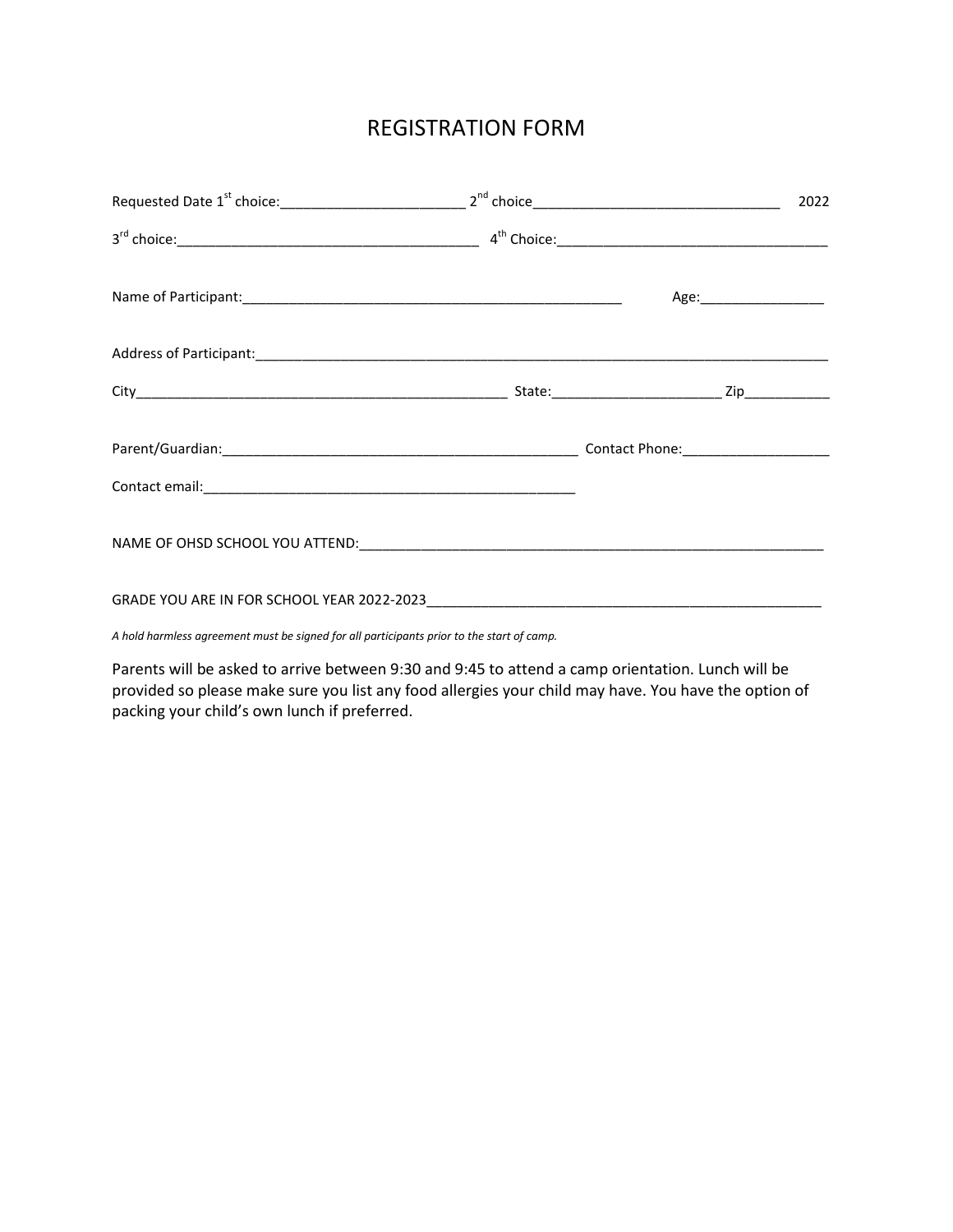# REGISTRATION FORM

Requested Date 1st choice:________________________ 2nd choice_________________________________ 2022

3rd choice:_______________________________________ 4th Choice:____________________________________

Name of Participant:__________________________________________________ Age:________________

Address of Participant:_____________________________________________________________________________

City_________________________________________________ State:______________________ Zip___________

Parent/Guardian:_______________________________________________ Contact Phone:___________________

Contact email:________________________________________________

NAME OF OHSD SCHOOL YOU ATTEND:______________________________________________________________

GRADE YOU ARE IN FOR SCHOOL YEAR 2022-2023____________________________________________________

*A hold harmless agreement must be signed for all participants prior to the start of camp.*

Parents will be asked to arrive between 9:30 and 9:45 to attend a camp orientation. Lunch will be provided so please make sure you list any food allergies your child may have. You have the option of packing your child's own lunch if preferred.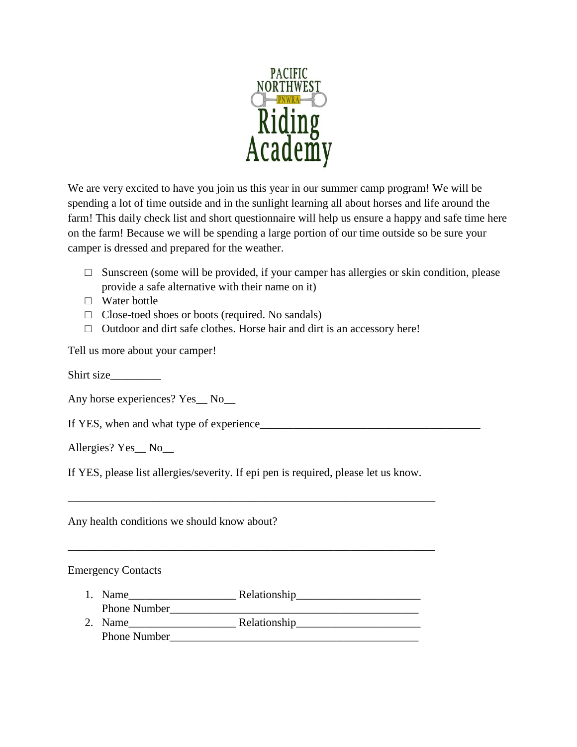PACIFIC NORTHWEST PNWRA Riding Academy

We are very excited to have you join us this year in our summer camp program! We will be spending a lot of time outside and in the sunlight learning all about horses and life around the farm! This daily check list and short questionnaire will help us ensure a happy and safe time here on the farm! Because we will be spending a large portion of our time outside so be sure your camper is dressed and prepared for the weather.

- □ Sunscreen (some will be provided, if your camper has allergies or skin condition, please provide a safe alternative with their name on it)
- □ Water bottle
- □ Close-toed shoes or boots (required. No sandals)
- □ Outdoor and dirt safe clothes. Horse hair and dirt is an accessory here!

Tell us more about your camper!

Shirt size_________

Any horse experiences? Yes__ No__

If YES, when and what type of experience_______________________________________

Allergies? Yes__ No__

If YES, please list allergies/severity. If epi pen is required, please let us know.

_________________________________________________________________

Any health conditions we should know about?

_________________________________________________________________

Emergency Contacts

1. Name__________________ Relationship_____________________
   Phone Number____________________________________________
2. Name__________________ Relationship_____________________
   Phone Number____________________________________________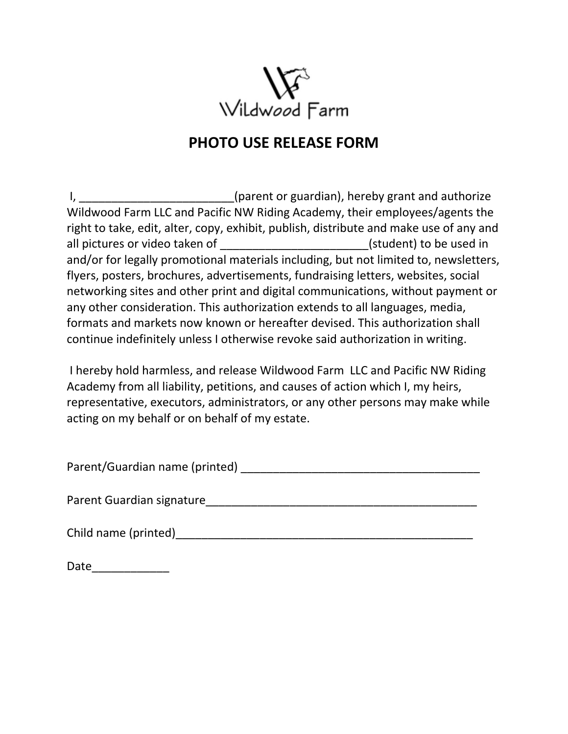Wildwood Farm

# PHOTO USE RELEASE FORM

I, ________________________(parent or guardian), hereby grant and authorize Wildwood Farm LLC and Pacific NW Riding Academy, their employees/agents the right to take, edit, alter, copy, exhibit, publish, distribute and make use of any and all pictures or video taken of ______________________(student) to be used in and/or for legally promotional materials including, but not limited to, newsletters, flyers, posters, brochures, advertisements, fundraising letters, websites, social networking sites and other print and digital communications, without payment or any other consideration. This authorization extends to all languages, media, formats and markets now known or hereafter devised. This authorization shall continue indefinitely unless I otherwise revoke said authorization in writing.

I hereby hold harmless, and release Wildwood Farm LLC and Pacific NW Riding Academy from all liability, petitions, and causes of action which I, my heirs, representative, executors, administrators, or any other persons may make while acting on my behalf or on behalf of my estate.

Parent/Guardian name (printed) _____________________________________

Parent Guardian signature___________________________________________

Child name (printed)_______________________________________________

Date____________